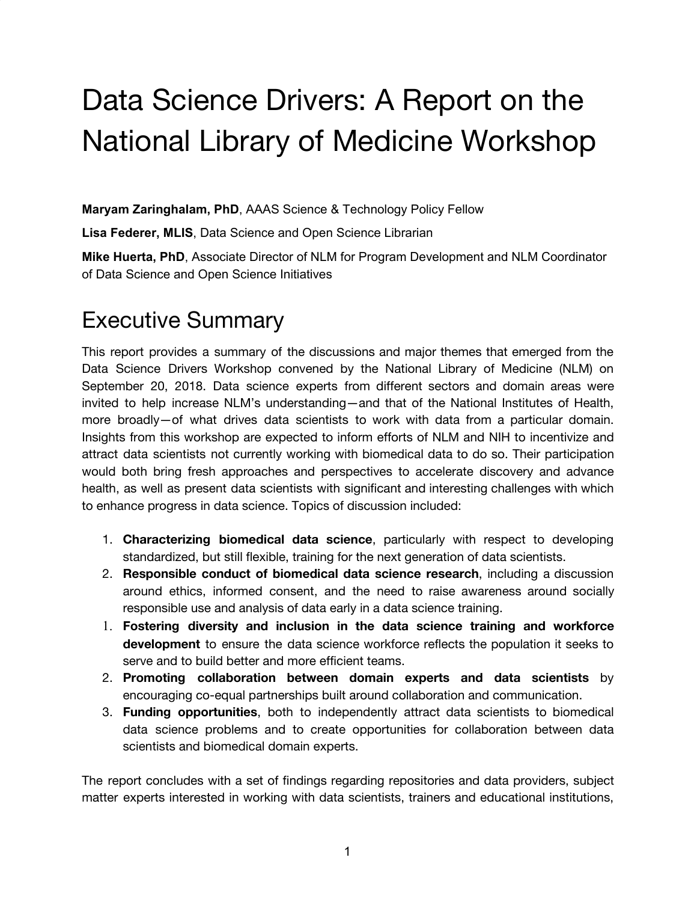# Data Science Drivers: A Report on the National Library of Medicine Workshop

**Maryam Zaringhalam, PhD**, AAAS Science & Technology Policy Fellow

**Lisa Federer, MLIS**, Data Science and Open Science Librarian

**Mike Huerta, PhD**, Associate Director of NLM for Program Development and NLM Coordinator of Data Science and Open Science Initiatives

## Executive Summary

This report provides a summary of the discussions and major themes that emerged from the Data Science Drivers Workshop convened by the National Library of Medicine (NLM) on September 20, 2018. Data science experts from different sectors and domain areas were invited to help increase NLM's understanding—and that of the National Institutes of Health, more broadly—of what drives data scientists to work with data from a particular domain. Insights from this workshop are expected to inform efforts of NLM and NIH to incentivize and attract data scientists not currently working with biomedical data to do so. Their participation would both bring fresh approaches and perspectives to accelerate discovery and advance health, as well as present data scientists with significant and interesting challenges with which to enhance progress in data science. Topics of discussion included:

1. **Characterizing biomedical data science**, particularly with respect to developing standardized, but still flexible, training for the next generation of data scientists.
2. **Responsible conduct of biomedical data science research**, including a discussion around ethics, informed consent, and the need to raise awareness around socially responsible use and analysis of data early in a data science training.
1. **Fostering diversity and inclusion in the data science training and workforce development** to ensure the data science workforce reflects the population it seeks to serve and to build better and more efficient teams.
2. **Promoting collaboration between domain experts and data scientists** by encouraging co-equal partnerships built around collaboration and communication.
3. **Funding opportunities**, both to independently attract data scientists to biomedical data science problems and to create opportunities for collaboration between data scientists and biomedical domain experts.

The report concludes with a set of findings regarding repositories and data providers, subject matter experts interested in working with data scientists, trainers and educational institutions,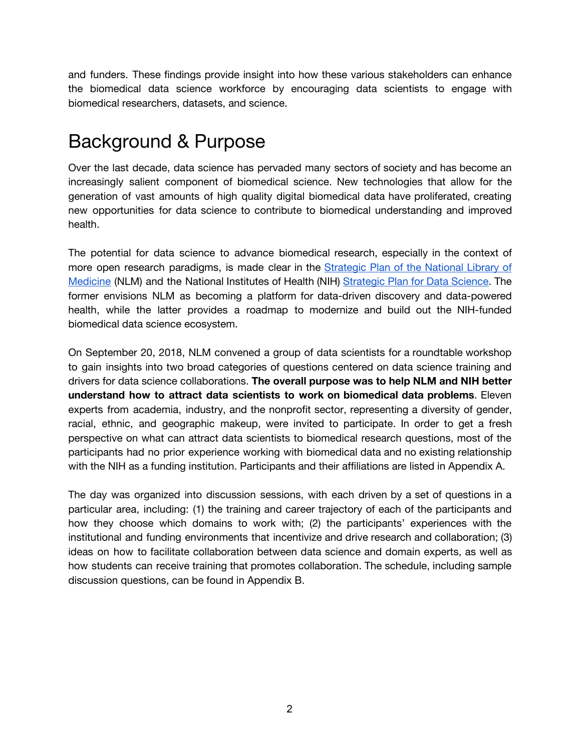and funders. These findings provide insight into how these various stakeholders can enhance the biomedical data science workforce by encouraging data scientists to engage with biomedical researchers, datasets, and science.

# Background & Purpose

Over the last decade, data science has pervaded many sectors of society and has become an increasingly salient component of biomedical science. New technologies that allow for the generation of vast amounts of high quality digital biomedical data have proliferated, creating new opportunities for data science to contribute to biomedical understanding and improved health.

The potential for data science to advance biomedical research, especially in the context of more open research paradigms, is made clear in the Strategic Plan of the National Library of Medicine (NLM) and the National Institutes of Health (NIH) Strategic Plan for Data Science. The former envisions NLM as becoming a platform for data-driven discovery and data-powered health, while the latter provides a roadmap to modernize and build out the NIH-funded biomedical data science ecosystem.

On September 20, 2018, NLM convened a group of data scientists for a roundtable workshop to gain insights into two broad categories of questions centered on data science training and drivers for data science collaborations. **The overall purpose was to help NLM and NIH better understand how to attract data scientists to work on biomedical data problems**. Eleven experts from academia, industry, and the nonprofit sector, representing a diversity of gender, racial, ethnic, and geographic makeup, were invited to participate. In order to get a fresh perspective on what can attract data scientists to biomedical research questions, most of the participants had no prior experience working with biomedical data and no existing relationship with the NIH as a funding institution. Participants and their affiliations are listed in Appendix A.

The day was organized into discussion sessions, with each driven by a set of questions in a particular area, including: (1) the training and career trajectory of each of the participants and how they choose which domains to work with; (2) the participants' experiences with the institutional and funding environments that incentivize and drive research and collaboration; (3) ideas on how to facilitate collaboration between data science and domain experts, as well as how students can receive training that promotes collaboration. The schedule, including sample discussion questions, can be found in Appendix B.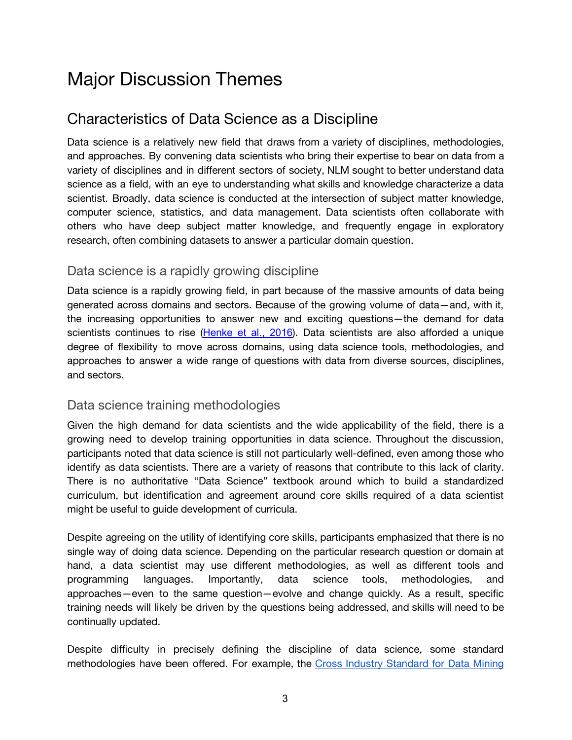# Major Discussion Themes

## Characteristics of Data Science as a Discipline

Data science is a relatively new field that draws from a variety of disciplines, methodologies, and approaches. By convening data scientists who bring their expertise to bear on data from a variety of disciplines and in different sectors of society, NLM sought to better understand data science as a field, with an eye to understanding what skills and knowledge characterize a data scientist. Broadly, data science is conducted at the intersection of subject matter knowledge, computer science, statistics, and data management. Data scientists often collaborate with others who have deep subject matter knowledge, and frequently engage in exploratory research, often combining datasets to answer a particular domain question.

### Data science is a rapidly growing discipline

Data science is a rapidly growing field, in part because of the massive amounts of data being generated across domains and sectors. Because of the growing volume of data—and, with it, the increasing opportunities to answer new and exciting questions—the demand for data scientists continues to rise (Henke et al., 2016). Data scientists are also afforded a unique degree of flexibility to move across domains, using data science tools, methodologies, and approaches to answer a wide range of questions with data from diverse sources, disciplines, and sectors.

### Data science training methodologies

Given the high demand for data scientists and the wide applicability of the field, there is a growing need to develop training opportunities in data science. Throughout the discussion, participants noted that data science is still not particularly well-defined, even among those who identify as data scientists. There are a variety of reasons that contribute to this lack of clarity. There is no authoritative "Data Science" textbook around which to build a standardized curriculum, but identification and agreement around core skills required of a data scientist might be useful to guide development of curricula.

Despite agreeing on the utility of identifying core skills, participants emphasized that there is no single way of doing data science. Depending on the particular research question or domain at hand, a data scientist may use different methodologies, as well as different tools and programming languages. Importantly, data science tools, methodologies, and approaches—even to the same question—evolve and change quickly. As a result, specific training needs will likely be driven by the questions being addressed, and skills will need to be continually updated.

Despite difficulty in precisely defining the discipline of data science, some standard methodologies have been offered. For example, the Cross Industry Standard for Data Mining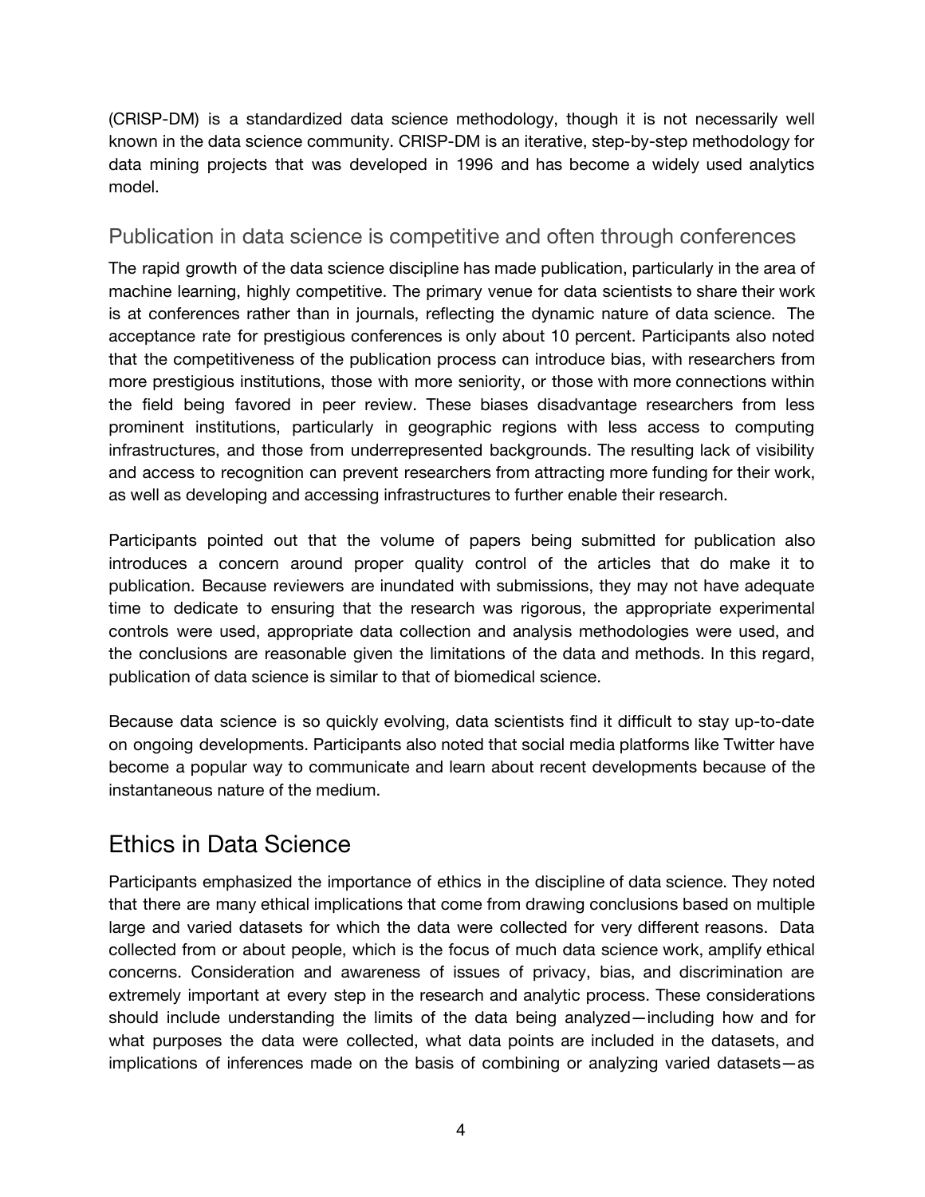(CRISP-DM) is a standardized data science methodology, though it is not necessarily well known in the data science community. CRISP-DM is an iterative, step-by-step methodology for data mining projects that was developed in 1996 and has become a widely used analytics model.

### Publication in data science is competitive and often through conferences

The rapid growth of the data science discipline has made publication, particularly in the area of machine learning, highly competitive. The primary venue for data scientists to share their work is at conferences rather than in journals, reflecting the dynamic nature of data science. The acceptance rate for prestigious conferences is only about 10 percent. Participants also noted that the competitiveness of the publication process can introduce bias, with researchers from more prestigious institutions, those with more seniority, or those with more connections within the field being favored in peer review. These biases disadvantage researchers from less prominent institutions, particularly in geographic regions with less access to computing infrastructures, and those from underrepresented backgrounds. The resulting lack of visibility and access to recognition can prevent researchers from attracting more funding for their work, as well as developing and accessing infrastructures to further enable their research.

Participants pointed out that the volume of papers being submitted for publication also introduces a concern around proper quality control of the articles that do make it to publication. Because reviewers are inundated with submissions, they may not have adequate time to dedicate to ensuring that the research was rigorous, the appropriate experimental controls were used, appropriate data collection and analysis methodologies were used, and the conclusions are reasonable given the limitations of the data and methods. In this regard, publication of data science is similar to that of biomedical science.

Because data science is so quickly evolving, data scientists find it difficult to stay up-to-date on ongoing developments. Participants also noted that social media platforms like Twitter have become a popular way to communicate and learn about recent developments because of the instantaneous nature of the medium.

## Ethics in Data Science

Participants emphasized the importance of ethics in the discipline of data science. They noted that there are many ethical implications that come from drawing conclusions based on multiple large and varied datasets for which the data were collected for very different reasons. Data collected from or about people, which is the focus of much data science work, amplify ethical concerns. Consideration and awareness of issues of privacy, bias, and discrimination are extremely important at every step in the research and analytic process. These considerations should include understanding the limits of the data being analyzed—including how and for what purposes the data were collected, what data points are included in the datasets, and implications of inferences made on the basis of combining or analyzing varied datasets—as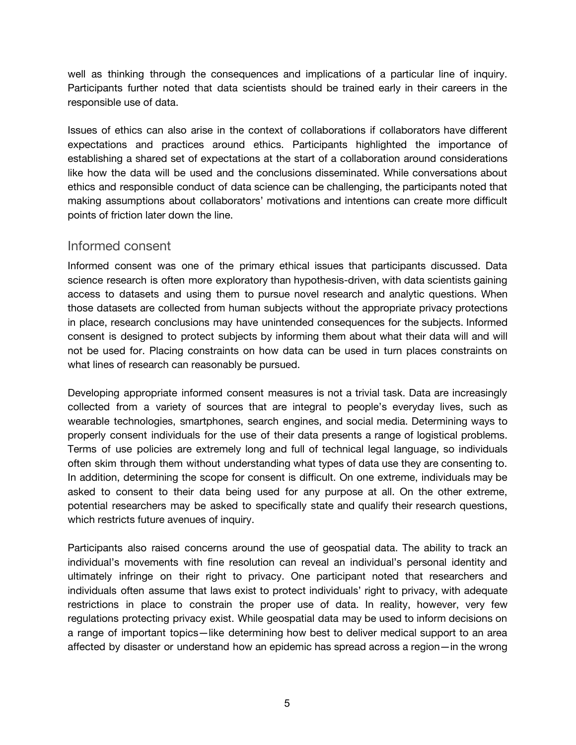well as thinking through the consequences and implications of a particular line of inquiry. Participants further noted that data scientists should be trained early in their careers in the responsible use of data.

Issues of ethics can also arise in the context of collaborations if collaborators have different expectations and practices around ethics. Participants highlighted the importance of establishing a shared set of expectations at the start of a collaboration around considerations like how the data will be used and the conclusions disseminated. While conversations about ethics and responsible conduct of data science can be challenging, the participants noted that making assumptions about collaborators' motivations and intentions can create more difficult points of friction later down the line.

## Informed consent

Informed consent was one of the primary ethical issues that participants discussed. Data science research is often more exploratory than hypothesis-driven, with data scientists gaining access to datasets and using them to pursue novel research and analytic questions. When those datasets are collected from human subjects without the appropriate privacy protections in place, research conclusions may have unintended consequences for the subjects. Informed consent is designed to protect subjects by informing them about what their data will and will not be used for. Placing constraints on how data can be used in turn places constraints on what lines of research can reasonably be pursued.

Developing appropriate informed consent measures is not a trivial task. Data are increasingly collected from a variety of sources that are integral to people's everyday lives, such as wearable technologies, smartphones, search engines, and social media. Determining ways to properly consent individuals for the use of their data presents a range of logistical problems. Terms of use policies are extremely long and full of technical legal language, so individuals often skim through them without understanding what types of data use they are consenting to. In addition, determining the scope for consent is difficult. On one extreme, individuals may be asked to consent to their data being used for any purpose at all. On the other extreme, potential researchers may be asked to specifically state and qualify their research questions, which restricts future avenues of inquiry.

Participants also raised concerns around the use of geospatial data. The ability to track an individual's movements with fine resolution can reveal an individual's personal identity and ultimately infringe on their right to privacy. One participant noted that researchers and individuals often assume that laws exist to protect individuals' right to privacy, with adequate restrictions in place to constrain the proper use of data. In reality, however, very few regulations protecting privacy exist. While geospatial data may be used to inform decisions on a range of important topics—like determining how best to deliver medical support to an area affected by disaster or understand how an epidemic has spread across a region—in the wrong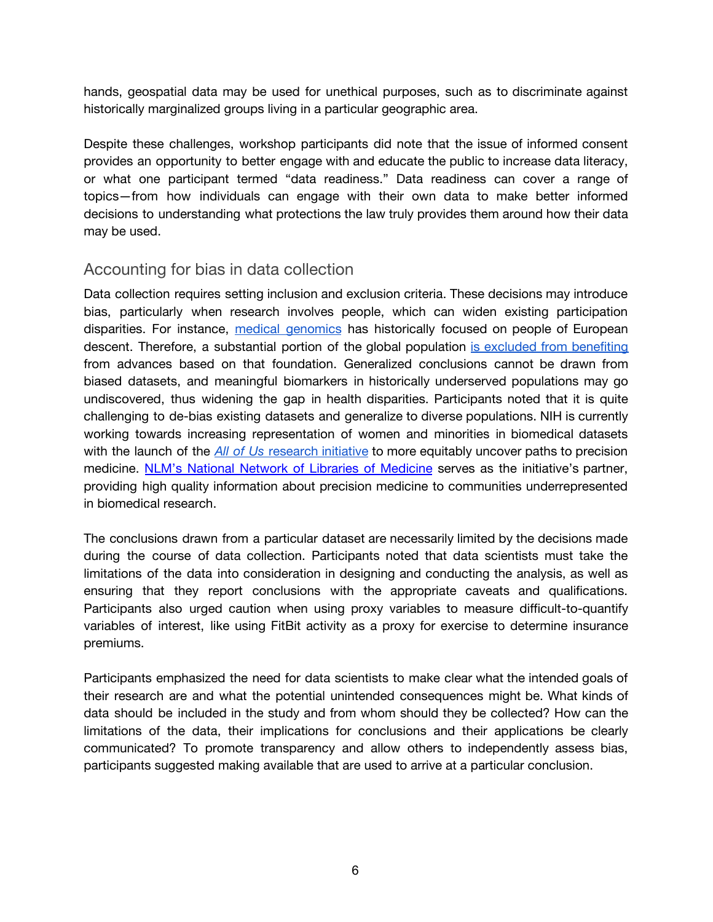hands, geospatial data may be used for unethical purposes, such as to discriminate against historically marginalized groups living in a particular geographic area.

Despite these challenges, workshop participants did note that the issue of informed consent provides an opportunity to better engage with and educate the public to increase data literacy, or what one participant termed "data readiness." Data readiness can cover a range of topics—from how individuals can engage with their own data to make better informed decisions to understanding what protections the law truly provides them around how their data may be used.

## Accounting for bias in data collection

Data collection requires setting inclusion and exclusion criteria. These decisions may introduce bias, particularly when research involves people, which can widen existing participation disparities. For instance, medical genomics has historically focused on people of European descent. Therefore, a substantial portion of the global population is excluded from benefiting from advances based on that foundation. Generalized conclusions cannot be drawn from biased datasets, and meaningful biomarkers in historically underserved populations may go undiscovered, thus widening the gap in health disparities. Participants noted that it is quite challenging to de-bias existing datasets and generalize to diverse populations. NIH is currently working towards increasing representation of women and minorities in biomedical datasets with the launch of the *All of Us* research initiative to more equitably uncover paths to precision medicine. NLM's National Network of Libraries of Medicine serves as the initiative's partner, providing high quality information about precision medicine to communities underrepresented in biomedical research.

The conclusions drawn from a particular dataset are necessarily limited by the decisions made during the course of data collection. Participants noted that data scientists must take the limitations of the data into consideration in designing and conducting the analysis, as well as ensuring that they report conclusions with the appropriate caveats and qualifications. Participants also urged caution when using proxy variables to measure difficult-to-quantify variables of interest, like using FitBit activity as a proxy for exercise to determine insurance premiums.

Participants emphasized the need for data scientists to make clear what the intended goals of their research are and what the potential unintended consequences might be. What kinds of data should be included in the study and from whom should they be collected? How can the limitations of the data, their implications for conclusions and their applications be clearly communicated? To promote transparency and allow others to independently assess bias, participants suggested making available that are used to arrive at a particular conclusion.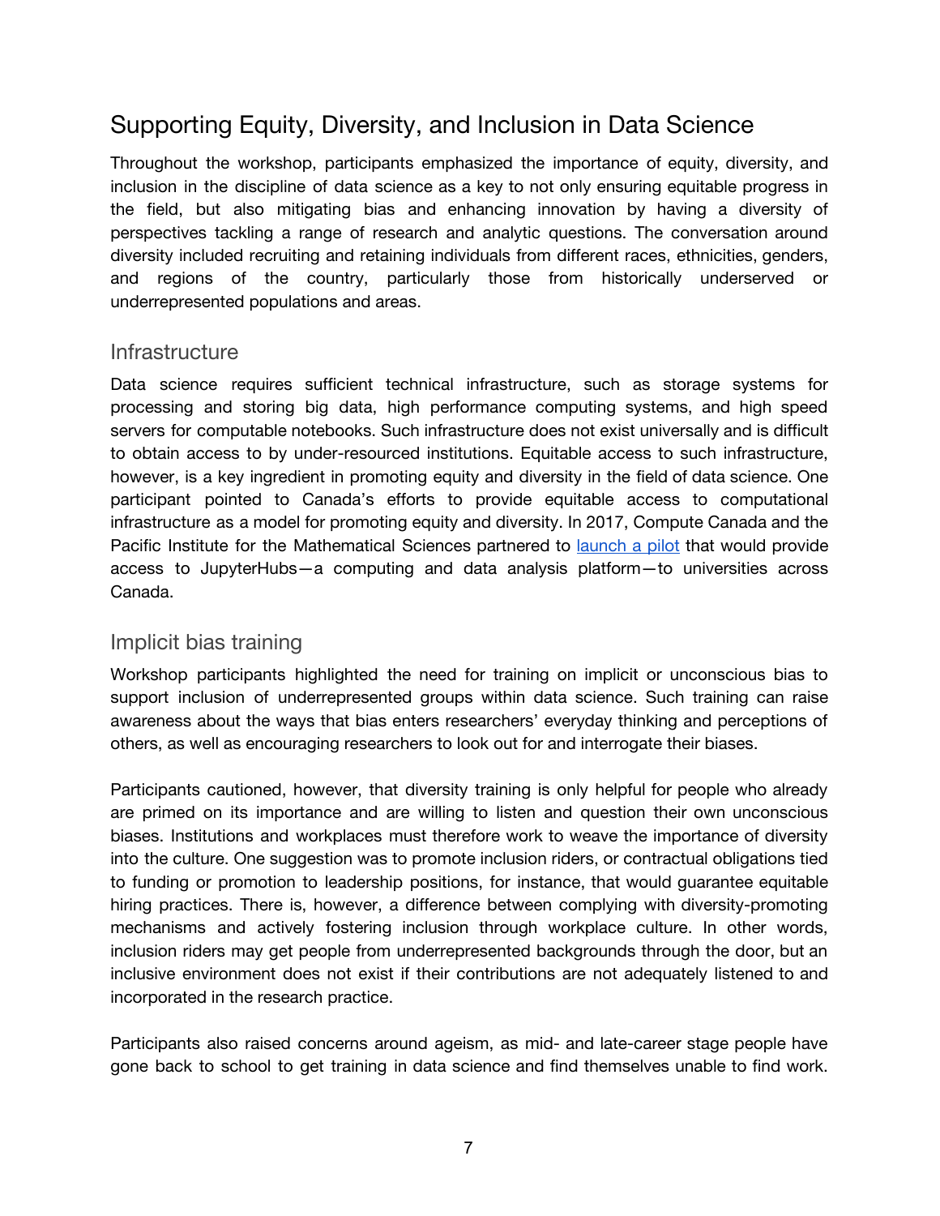## Supporting Equity, Diversity, and Inclusion in Data Science

Throughout the workshop, participants emphasized the importance of equity, diversity, and inclusion in the discipline of data science as a key to not only ensuring equitable progress in the field, but also mitigating bias and enhancing innovation by having a diversity of perspectives tackling a range of research and analytic questions. The conversation around diversity included recruiting and retaining individuals from different races, ethnicities, genders, and regions of the country, particularly those from historically underserved or underrepresented populations and areas.

### Infrastructure

Data science requires sufficient technical infrastructure, such as storage systems for processing and storing big data, high performance computing systems, and high speed servers for computable notebooks. Such infrastructure does not exist universally and is difficult to obtain access to by under-resourced institutions. Equitable access to such infrastructure, however, is a key ingredient in promoting equity and diversity in the field of data science. One participant pointed to Canada's efforts to provide equitable access to computational infrastructure as a model for promoting equity and diversity. In 2017, Compute Canada and the Pacific Institute for the Mathematical Sciences partnered to launch a pilot that would provide access to JupyterHubs—a computing and data analysis platform—to universities across Canada.

### Implicit bias training

Workshop participants highlighted the need for training on implicit or unconscious bias to support inclusion of underrepresented groups within data science. Such training can raise awareness about the ways that bias enters researchers' everyday thinking and perceptions of others, as well as encouraging researchers to look out for and interrogate their biases.

Participants cautioned, however, that diversity training is only helpful for people who already are primed on its importance and are willing to listen and question their own unconscious biases. Institutions and workplaces must therefore work to weave the importance of diversity into the culture. One suggestion was to promote inclusion riders, or contractual obligations tied to funding or promotion to leadership positions, for instance, that would guarantee equitable hiring practices. There is, however, a difference between complying with diversity-promoting mechanisms and actively fostering inclusion through workplace culture. In other words, inclusion riders may get people from underrepresented backgrounds through the door, but an inclusive environment does not exist if their contributions are not adequately listened to and incorporated in the research practice.

Participants also raised concerns around ageism, as mid- and late-career stage people have gone back to school to get training in data science and find themselves unable to find work.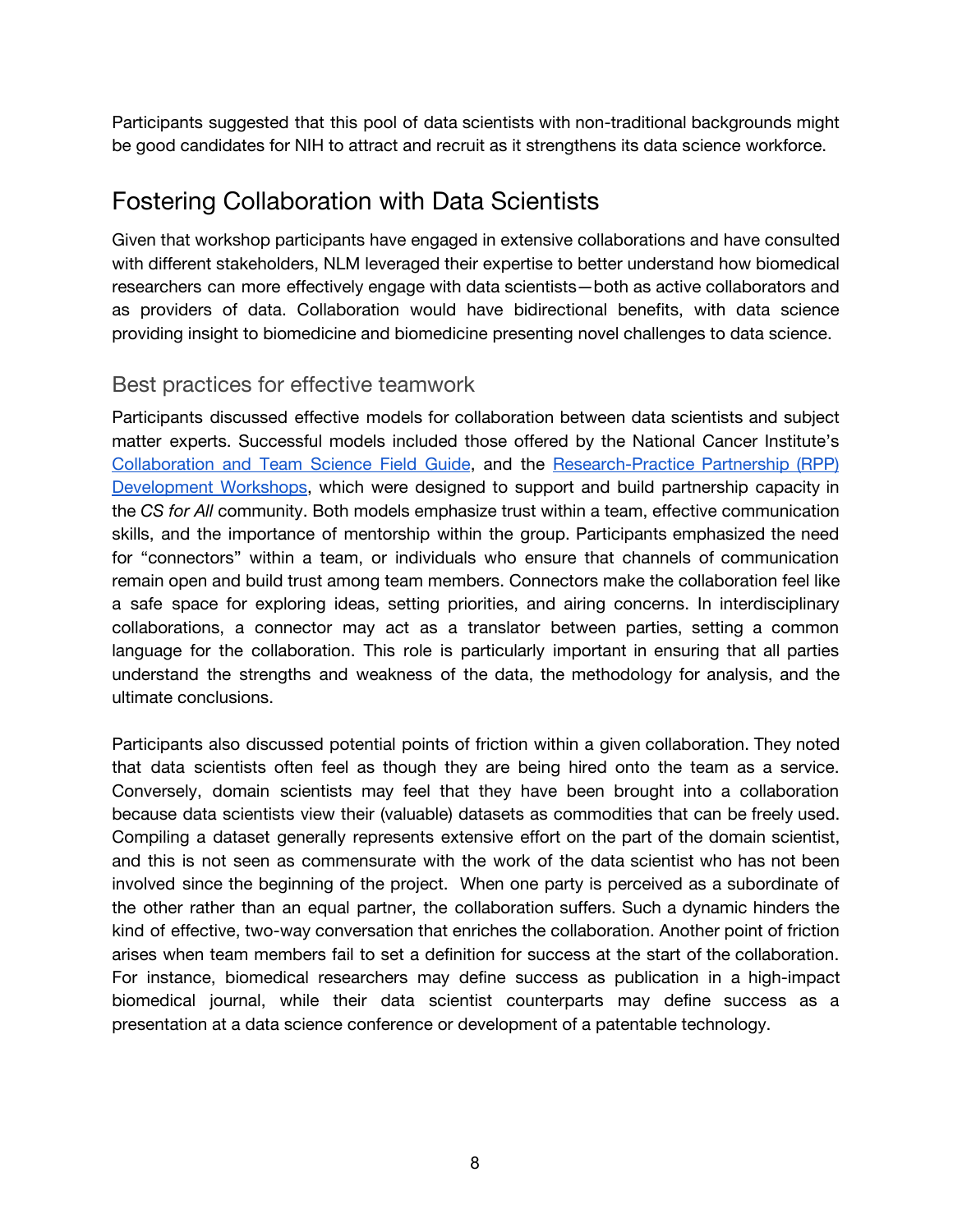Participants suggested that this pool of data scientists with non-traditional backgrounds might be good candidates for NIH to attract and recruit as it strengthens its data science workforce.

## Fostering Collaboration with Data Scientists

Given that workshop participants have engaged in extensive collaborations and have consulted with different stakeholders, NLM leveraged their expertise to better understand how biomedical researchers can more effectively engage with data scientists—both as active collaborators and as providers of data. Collaboration would have bidirectional benefits, with data science providing insight to biomedicine and biomedicine presenting novel challenges to data science.

### Best practices for effective teamwork

Participants discussed effective models for collaboration between data scientists and subject matter experts. Successful models included those offered by the National Cancer Institute's Collaboration and Team Science Field Guide, and the Research-Practice Partnership (RPP) Development Workshops, which were designed to support and build partnership capacity in the *CS for All* community. Both models emphasize trust within a team, effective communication skills, and the importance of mentorship within the group. Participants emphasized the need for "connectors" within a team, or individuals who ensure that channels of communication remain open and build trust among team members. Connectors make the collaboration feel like a safe space for exploring ideas, setting priorities, and airing concerns. In interdisciplinary collaborations, a connector may act as a translator between parties, setting a common language for the collaboration. This role is particularly important in ensuring that all parties understand the strengths and weakness of the data, the methodology for analysis, and the ultimate conclusions.

Participants also discussed potential points of friction within a given collaboration. They noted that data scientists often feel as though they are being hired onto the team as a service. Conversely, domain scientists may feel that they have been brought into a collaboration because data scientists view their (valuable) datasets as commodities that can be freely used. Compiling a dataset generally represents extensive effort on the part of the domain scientist, and this is not seen as commensurate with the work of the data scientist who has not been involved since the beginning of the project. When one party is perceived as a subordinate of the other rather than an equal partner, the collaboration suffers. Such a dynamic hinders the kind of effective, two-way conversation that enriches the collaboration. Another point of friction arises when team members fail to set a definition for success at the start of the collaboration. For instance, biomedical researchers may define success as publication in a high-impact biomedical journal, while their data scientist counterparts may define success as a presentation at a data science conference or development of a patentable technology.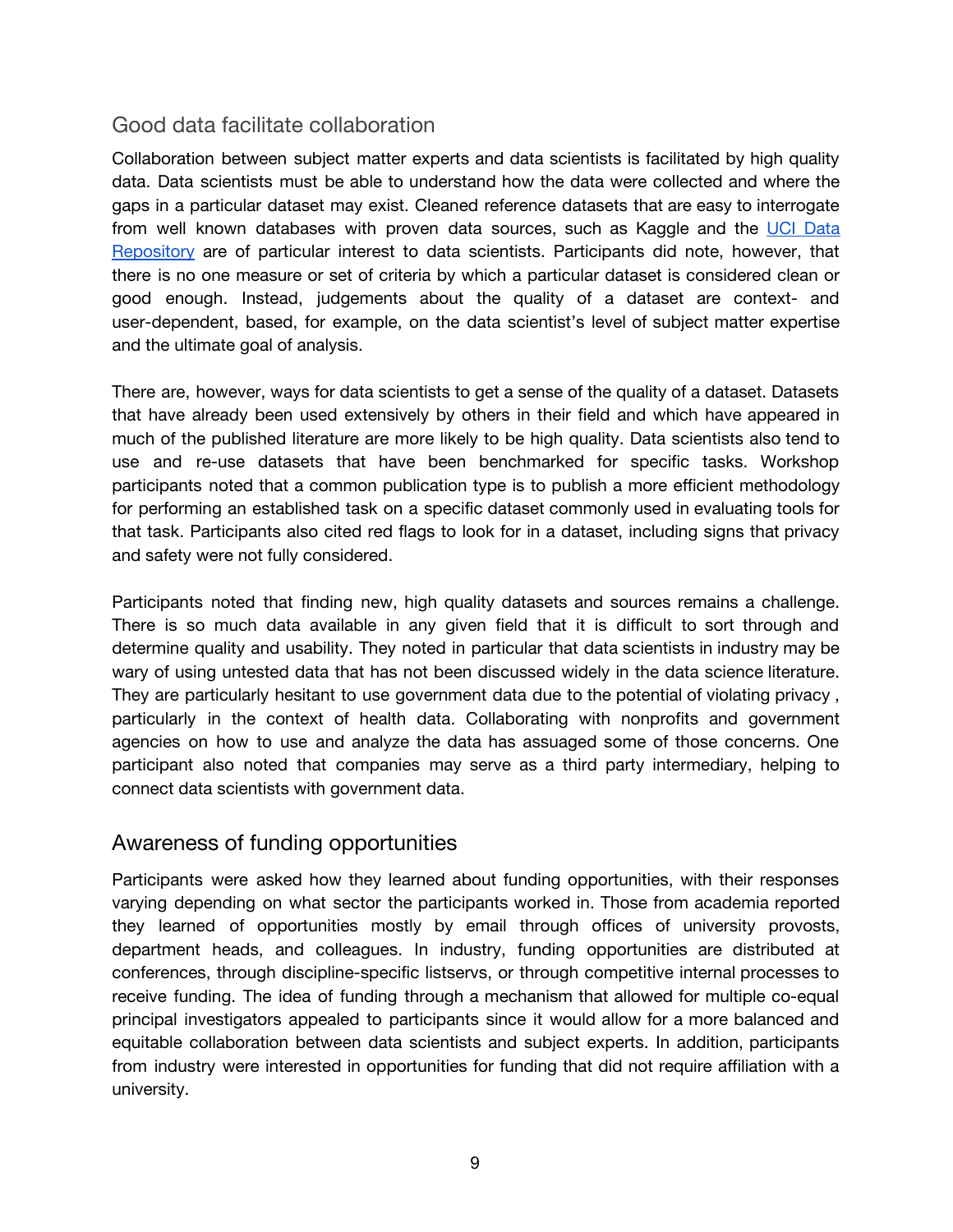## Good data facilitate collaboration

Collaboration between subject matter experts and data scientists is facilitated by high quality data. Data scientists must be able to understand how the data were collected and where the gaps in a particular dataset may exist. Cleaned reference datasets that are easy to interrogate from well known databases with proven data sources, such as Kaggle and the [UCI Data Repository] are of particular interest to data scientists. Participants did note, however, that there is no one measure or set of criteria by which a particular dataset is considered clean or good enough. Instead, judgements about the quality of a dataset are context- and user-dependent, based, for example, on the data scientist's level of subject matter expertise and the ultimate goal of analysis.

There are, however, ways for data scientists to get a sense of the quality of a dataset. Datasets that have already been used extensively by others in their field and which have appeared in much of the published literature are more likely to be high quality. Data scientists also tend to use and re-use datasets that have been benchmarked for specific tasks. Workshop participants noted that a common publication type is to publish a more efficient methodology for performing an established task on a specific dataset commonly used in evaluating tools for that task. Participants also cited red flags to look for in a dataset, including signs that privacy and safety were not fully considered.

Participants noted that finding new, high quality datasets and sources remains a challenge. There is so much data available in any given field that it is difficult to sort through and determine quality and usability. They noted in particular that data scientists in industry may be wary of using untested data that has not been discussed widely in the data science literature. They are particularly hesitant to use government data due to the potential of violating privacy , particularly in the context of health data. Collaborating with nonprofits and government agencies on how to use and analyze the data has assuaged some of those concerns. One participant also noted that companies may serve as a third party intermediary, helping to connect data scientists with government data.

## Awareness of funding opportunities

Participants were asked how they learned about funding opportunities, with their responses varying depending on what sector the participants worked in. Those from academia reported they learned of opportunities mostly by email through offices of university provosts, department heads, and colleagues. In industry, funding opportunities are distributed at conferences, through discipline-specific listservs, or through competitive internal processes to receive funding. The idea of funding through a mechanism that allowed for multiple co-equal principal investigators appealed to participants since it would allow for a more balanced and equitable collaboration between data scientists and subject experts. In addition, participants from industry were interested in opportunities for funding that did not require affiliation with a university.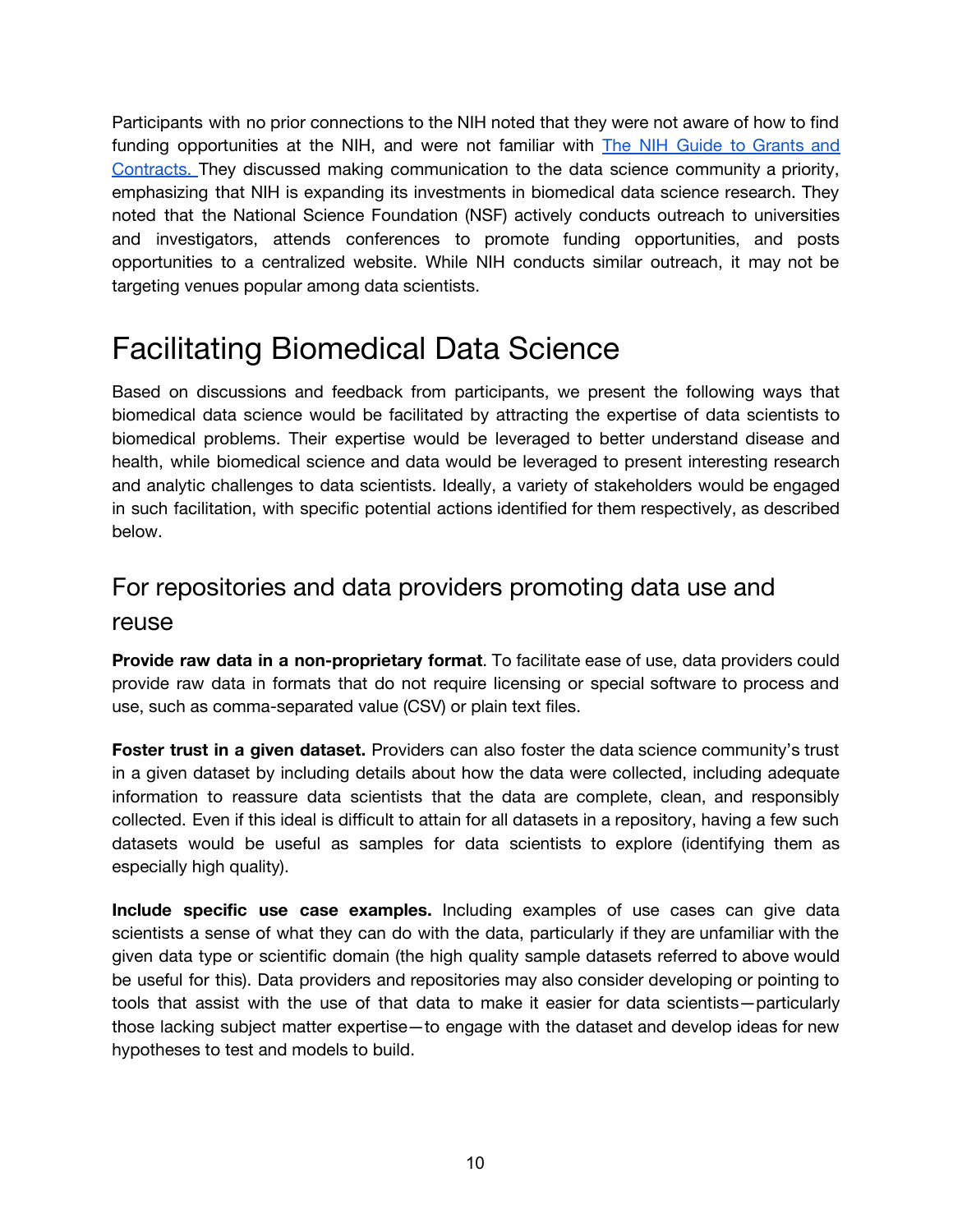Participants with no prior connections to the NIH noted that they were not aware of how to find funding opportunities at the NIH, and were not familiar with [The NIH Guide to Grants and Contracts.](#) They discussed making communication to the data science community a priority, emphasizing that NIH is expanding its investments in biomedical data science research. They noted that the National Science Foundation (NSF) actively conducts outreach to universities and investigators, attends conferences to promote funding opportunities, and posts opportunities to a centralized website. While NIH conducts similar outreach, it may not be targeting venues popular among data scientists.

# Facilitating Biomedical Data Science

Based on discussions and feedback from participants, we present the following ways that biomedical data science would be facilitated by attracting the expertise of data scientists to biomedical problems. Their expertise would be leveraged to better understand disease and health, while biomedical science and data would be leveraged to present interesting research and analytic challenges to data scientists. Ideally, a variety of stakeholders would be engaged in such facilitation, with specific potential actions identified for them respectively, as described below.

## For repositories and data providers promoting data use and reuse

**Provide raw data in a non-proprietary format**. To facilitate ease of use, data providers could provide raw data in formats that do not require licensing or special software to process and use, such as comma-separated value (CSV) or plain text files.

**Foster trust in a given dataset.** Providers can also foster the data science community's trust in a given dataset by including details about how the data were collected, including adequate information to reassure data scientists that the data are complete, clean, and responsibly collected. Even if this ideal is difficult to attain for all datasets in a repository, having a few such datasets would be useful as samples for data scientists to explore (identifying them as especially high quality).

**Include specific use case examples.** Including examples of use cases can give data scientists a sense of what they can do with the data, particularly if they are unfamiliar with the given data type or scientific domain (the high quality sample datasets referred to above would be useful for this). Data providers and repositories may also consider developing or pointing to tools that assist with the use of that data to make it easier for data scientists—particularly those lacking subject matter expertise—to engage with the dataset and develop ideas for new hypotheses to test and models to build.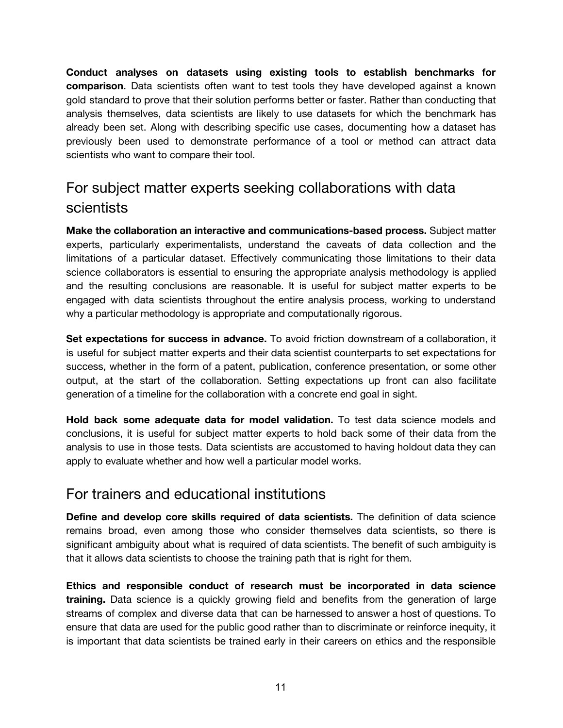**Conduct analyses on datasets using existing tools to establish benchmarks for comparison**. Data scientists often want to test tools they have developed against a known gold standard to prove that their solution performs better or faster. Rather than conducting that analysis themselves, data scientists are likely to use datasets for which the benchmark has already been set. Along with describing specific use cases, documenting how a dataset has previously been used to demonstrate performance of a tool or method can attract data scientists who want to compare their tool.

## For subject matter experts seeking collaborations with data scientists

**Make the collaboration an interactive and communications-based process.** Subject matter experts, particularly experimentalists, understand the caveats of data collection and the limitations of a particular dataset. Effectively communicating those limitations to their data science collaborators is essential to ensuring the appropriate analysis methodology is applied and the resulting conclusions are reasonable. It is useful for subject matter experts to be engaged with data scientists throughout the entire analysis process, working to understand why a particular methodology is appropriate and computationally rigorous.

**Set expectations for success in advance.** To avoid friction downstream of a collaboration, it is useful for subject matter experts and their data scientist counterparts to set expectations for success, whether in the form of a patent, publication, conference presentation, or some other output, at the start of the collaboration. Setting expectations up front can also facilitate generation of a timeline for the collaboration with a concrete end goal in sight.

**Hold back some adequate data for model validation.** To test data science models and conclusions, it is useful for subject matter experts to hold back some of their data from the analysis to use in those tests. Data scientists are accustomed to having holdout data they can apply to evaluate whether and how well a particular model works.

## For trainers and educational institutions

**Define and develop core skills required of data scientists.** The definition of data science remains broad, even among those who consider themselves data scientists, so there is significant ambiguity about what is required of data scientists. The benefit of such ambiguity is that it allows data scientists to choose the training path that is right for them.

**Ethics and responsible conduct of research must be incorporated in data science training.** Data science is a quickly growing field and benefits from the generation of large streams of complex and diverse data that can be harnessed to answer a host of questions. To ensure that data are used for the public good rather than to discriminate or reinforce inequity, it is important that data scientists be trained early in their careers on ethics and the responsible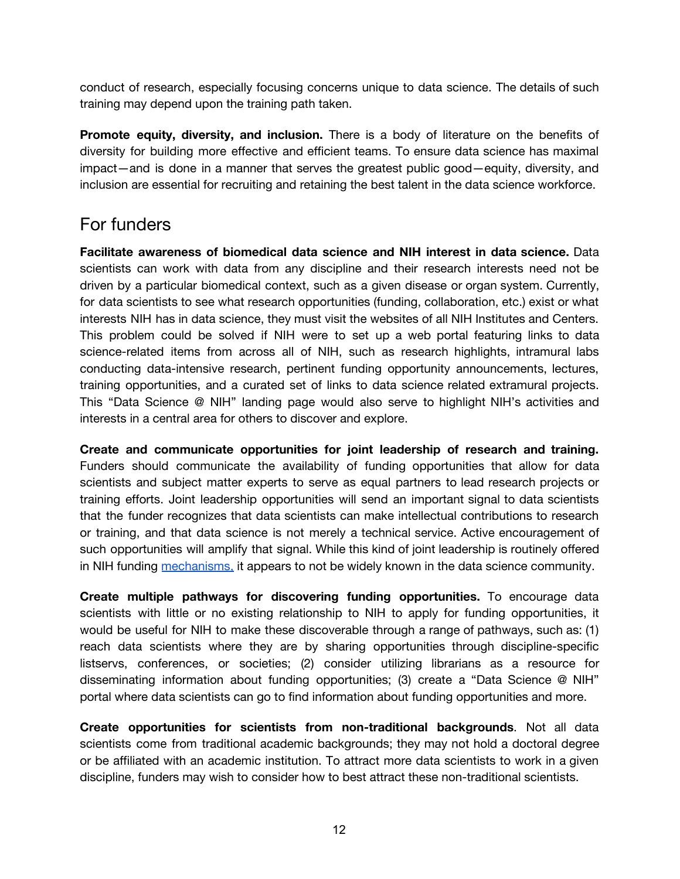conduct of research, especially focusing concerns unique to data science. The details of such training may depend upon the training path taken.

**Promote equity, diversity, and inclusion.** There is a body of literature on the benefits of diversity for building more effective and efficient teams. To ensure data science has maximal impact—and is done in a manner that serves the greatest public good—equity, diversity, and inclusion are essential for recruiting and retaining the best talent in the data science workforce.

## For funders

**Facilitate awareness of biomedical data science and NIH interest in data science.** Data scientists can work with data from any discipline and their research interests need not be driven by a particular biomedical context, such as a given disease or organ system. Currently, for data scientists to see what research opportunities (funding, collaboration, etc.) exist or what interests NIH has in data science, they must visit the websites of all NIH Institutes and Centers. This problem could be solved if NIH were to set up a web portal featuring links to data science-related items from across all of NIH, such as research highlights, intramural labs conducting data-intensive research, pertinent funding opportunity announcements, lectures, training opportunities, and a curated set of links to data science related extramural projects. This "Data Science @ NIH" landing page would also serve to highlight NIH's activities and interests in a central area for others to discover and explore.

**Create and communicate opportunities for joint leadership of research and training.** Funders should communicate the availability of funding opportunities that allow for data scientists and subject matter experts to serve as equal partners to lead research projects or training efforts. Joint leadership opportunities will send an important signal to data scientists that the funder recognizes that data scientists can make intellectual contributions to research or training, and that data science is not merely a technical service. Active encouragement of such opportunities will amplify that signal. While this kind of joint leadership is routinely offered in NIH funding mechanisms, it appears to not be widely known in the data science community.

**Create multiple pathways for discovering funding opportunities.** To encourage data scientists with little or no existing relationship to NIH to apply for funding opportunities, it would be useful for NIH to make these discoverable through a range of pathways, such as: (1) reach data scientists where they are by sharing opportunities through discipline-specific listservs, conferences, or societies; (2) consider utilizing librarians as a resource for disseminating information about funding opportunities; (3) create a "Data Science @ NIH" portal where data scientists can go to find information about funding opportunities and more.

**Create opportunities for scientists from non-traditional backgrounds**. Not all data scientists come from traditional academic backgrounds; they may not hold a doctoral degree or be affiliated with an academic institution. To attract more data scientists to work in a given discipline, funders may wish to consider how to best attract these non-traditional scientists.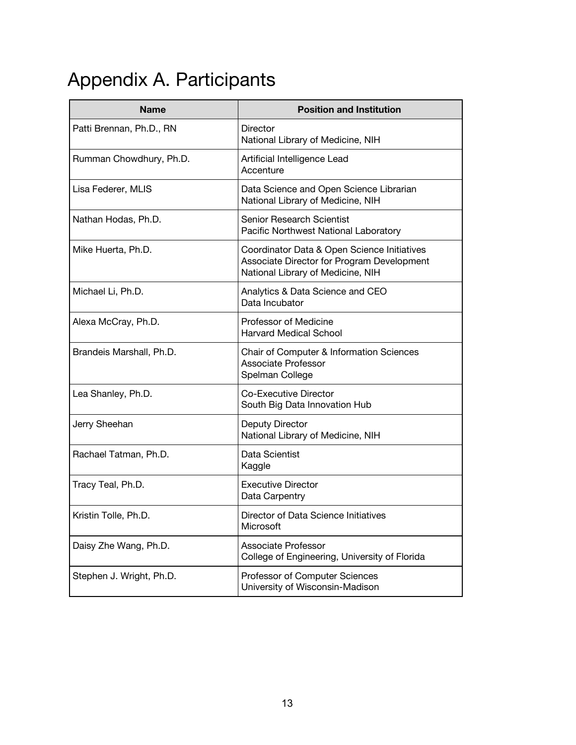# Appendix A. Participants

| Name | Position and Institution |
| --- | --- |
| Patti Brennan, Ph.D., RN | Director<br>National Library of Medicine, NIH |
| Rumman Chowdhury, Ph.D. | Artificial Intelligence Lead<br>Accenture |
| Lisa Federer, MLIS | Data Science and Open Science Librarian<br>National Library of Medicine, NIH |
| Nathan Hodas, Ph.D. | Senior Research Scientist<br>Pacific Northwest National Laboratory |
| Mike Huerta, Ph.D. | Coordinator Data & Open Science Initiatives<br>Associate Director for Program Development<br>National Library of Medicine, NIH |
| Michael Li, Ph.D. | Analytics & Data Science and CEO<br>Data Incubator |
| Alexa McCray, Ph.D. | Professor of Medicine<br>Harvard Medical School |
| Brandeis Marshall, Ph.D. | Chair of Computer & Information Sciences<br>Associate Professor<br>Spelman College |
| Lea Shanley, Ph.D. | Co-Executive Director<br>South Big Data Innovation Hub |
| Jerry Sheehan | Deputy Director<br>National Library of Medicine, NIH |
| Rachael Tatman, Ph.D. | Data Scientist<br>Kaggle |
| Tracy Teal, Ph.D. | Executive Director<br>Data Carpentry |
| Kristin Tolle, Ph.D. | Director of Data Science Initiatives<br>Microsoft |
| Daisy Zhe Wang, Ph.D. | Associate Professor<br>College of Engineering, University of Florida |
| Stephen J. Wright, Ph.D. | Professor of Computer Sciences<br>University of Wisconsin-Madison |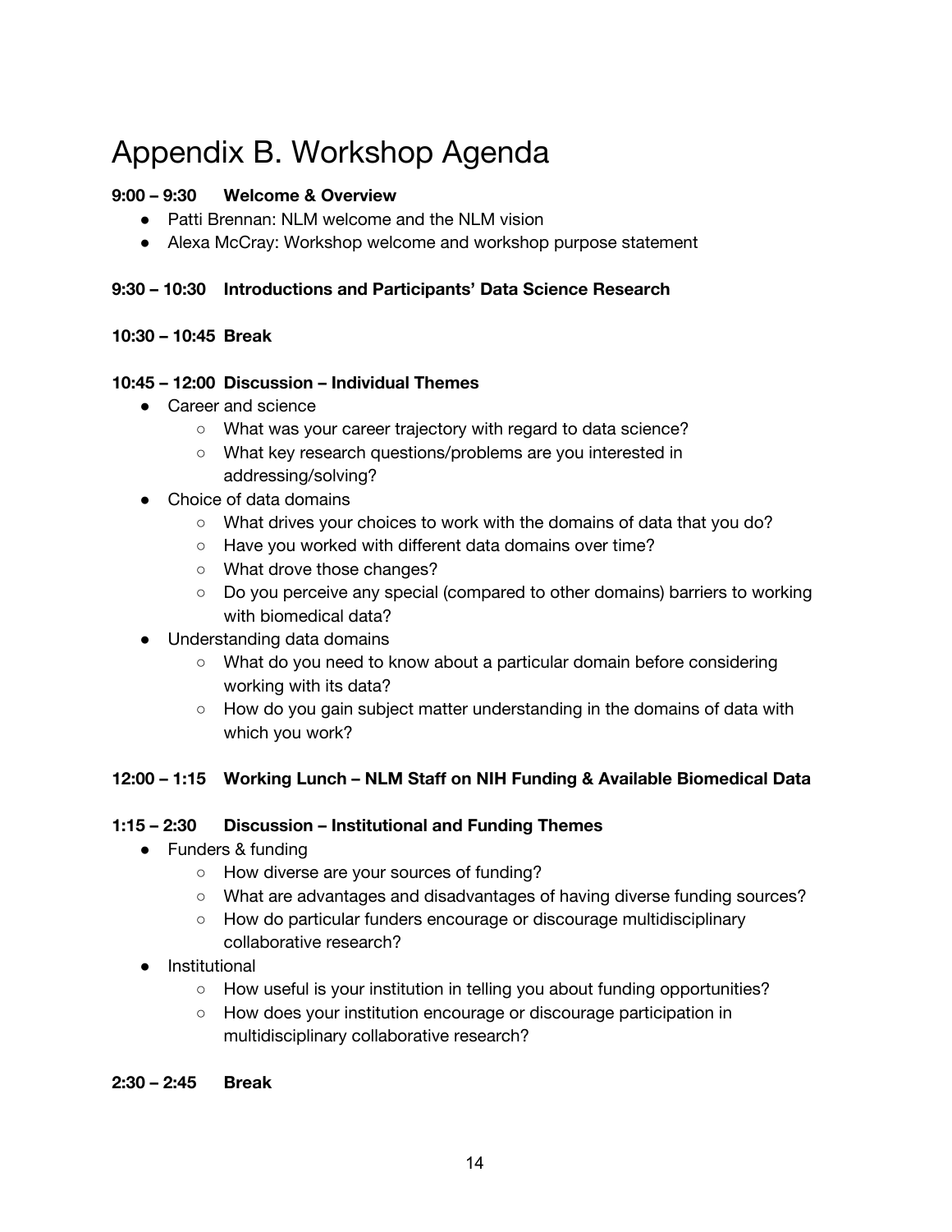# Appendix B. Workshop Agenda

**9:00 – 9:30 Welcome & Overview**

- Patti Brennan: NLM welcome and the NLM vision
- Alexa McCray: Workshop welcome and workshop purpose statement

**9:30 – 10:30 Introductions and Participants' Data Science Research**

**10:30 – 10:45 Break**

**10:45 – 12:00 Discussion – Individual Themes**

- Career and science
  - What was your career trajectory with regard to data science?
  - What key research questions/problems are you interested in addressing/solving?
- Choice of data domains
  - What drives your choices to work with the domains of data that you do?
  - Have you worked with different data domains over time?
  - What drove those changes?
  - Do you perceive any special (compared to other domains) barriers to working with biomedical data?
- Understanding data domains
  - What do you need to know about a particular domain before considering working with its data?
  - How do you gain subject matter understanding in the domains of data with which you work?

**12:00 – 1:15 Working Lunch – NLM Staff on NIH Funding & Available Biomedical Data**

**1:15 – 2:30 Discussion – Institutional and Funding Themes**

- Funders & funding
  - How diverse are your sources of funding?
  - What are advantages and disadvantages of having diverse funding sources?
  - How do particular funders encourage or discourage multidisciplinary collaborative research?
- Institutional
  - How useful is your institution in telling you about funding opportunities?
  - How does your institution encourage or discourage participation in multidisciplinary collaborative research?

**2:30 – 2:45 Break**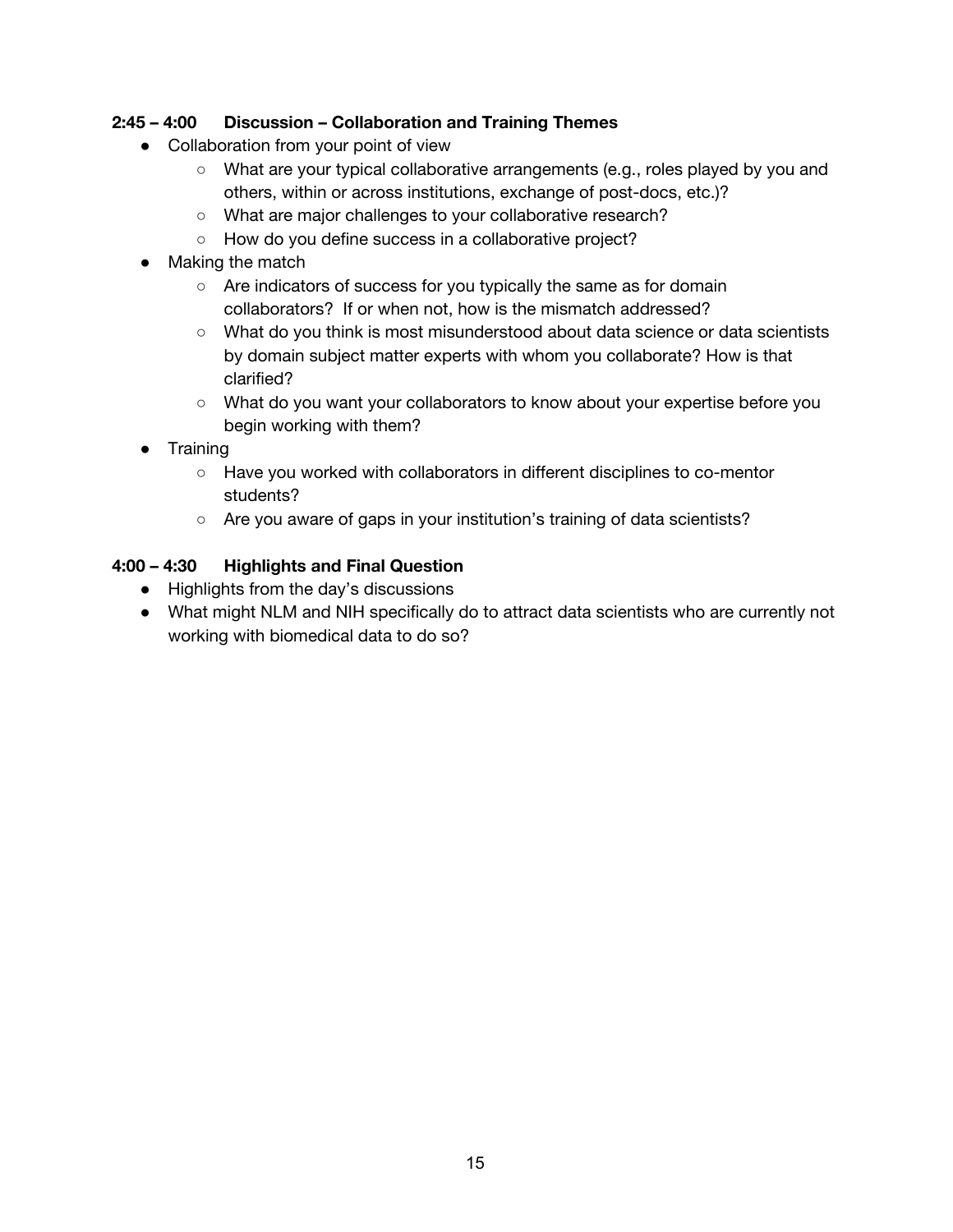**2:45 – 4:00 Discussion – Collaboration and Training Themes**

- Collaboration from your point of view
  - What are your typical collaborative arrangements (e.g., roles played by you and others, within or across institutions, exchange of post-docs, etc.)?
  - What are major challenges to your collaborative research?
  - How do you define success in a collaborative project?
- Making the match
  - Are indicators of success for you typically the same as for domain collaborators? If or when not, how is the mismatch addressed?
  - What do you think is most misunderstood about data science or data scientists by domain subject matter experts with whom you collaborate? How is that clarified?
  - What do you want your collaborators to know about your expertise before you begin working with them?
- Training
  - Have you worked with collaborators in different disciplines to co-mentor students?
  - Are you aware of gaps in your institution's training of data scientists?

**4:00 – 4:30 Highlights and Final Question**

- Highlights from the day's discussions
- What might NLM and NIH specifically do to attract data scientists who are currently not working with biomedical data to do so?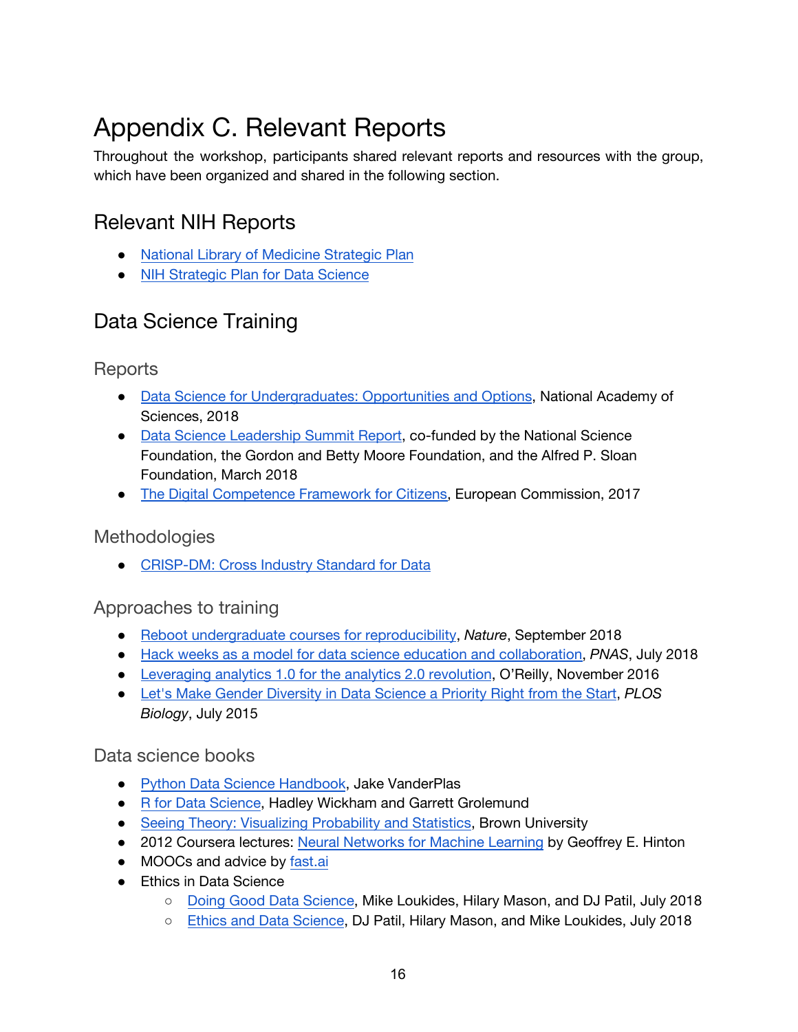# Appendix C. Relevant Reports

Throughout the workshop, participants shared relevant reports and resources with the group, which have been organized and shared in the following section.

## Relevant NIH Reports

- National Library of Medicine Strategic Plan
- NIH Strategic Plan for Data Science

## Data Science Training

### Reports

- Data Science for Undergraduates: Opportunities and Options, National Academy of Sciences, 2018
- Data Science Leadership Summit Report, co-funded by the National Science Foundation, the Gordon and Betty Moore Foundation, and the Alfred P. Sloan Foundation, March 2018
- The Digital Competence Framework for Citizens, European Commission, 2017

### Methodologies

- CRISP-DM: Cross Industry Standard for Data

### Approaches to training

- Reboot undergraduate courses for reproducibility, *Nature*, September 2018
- Hack weeks as a model for data science education and collaboration, *PNAS*, July 2018
- Leveraging analytics 1.0 for the analytics 2.0 revolution, O'Reilly, November 2016
- Let's Make Gender Diversity in Data Science a Priority Right from the Start, *PLOS Biology*, July 2015

### Data science books

- Python Data Science Handbook, Jake VanderPlas
- R for Data Science, Hadley Wickham and Garrett Grolemund
- Seeing Theory: Visualizing Probability and Statistics, Brown University
- 2012 Coursera lectures: Neural Networks for Machine Learning by Geoffrey E. Hinton
- MOOCs and advice by fast.ai
- Ethics in Data Science
    - Doing Good Data Science, Mike Loukides, Hilary Mason, and DJ Patil, July 2018
    - Ethics and Data Science, DJ Patil, Hilary Mason, and Mike Loukides, July 2018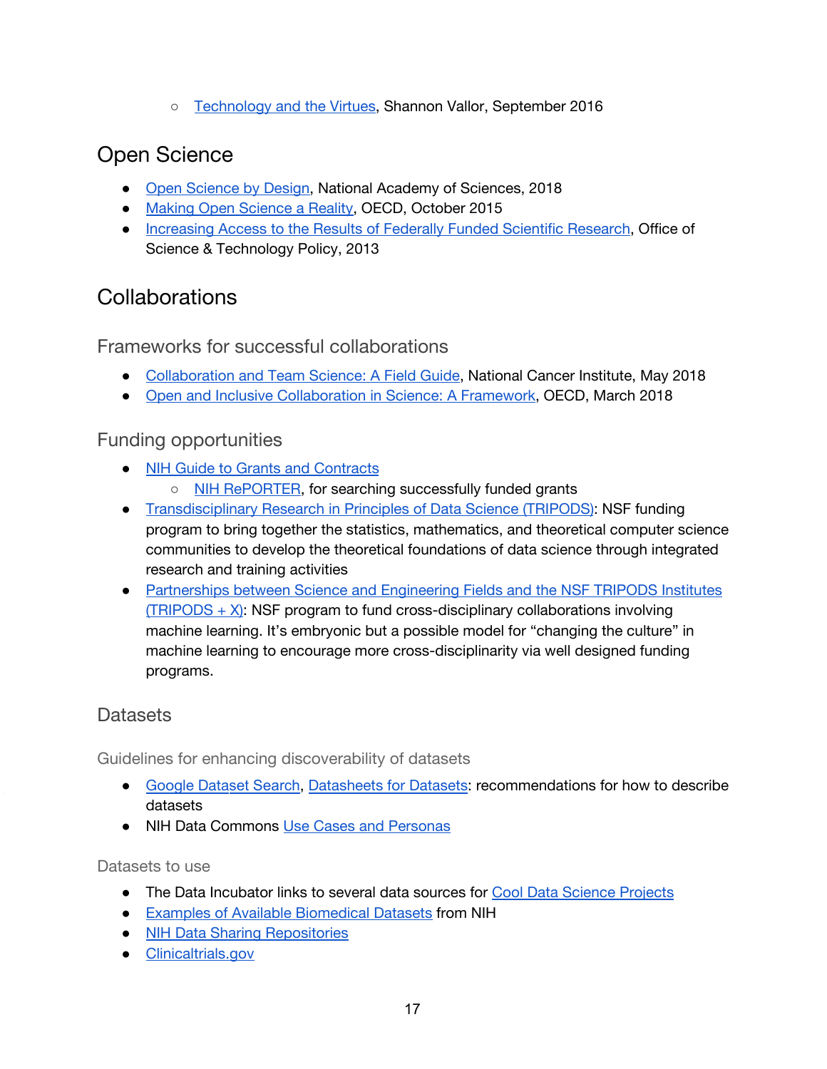- Technology and the Virtues, Shannon Vallor, September 2016

## Open Science

- Open Science by Design, National Academy of Sciences, 2018
- Making Open Science a Reality, OECD, October 2015
- Increasing Access to the Results of Federally Funded Scientific Research, Office of Science & Technology Policy, 2013

## Collaborations

### Frameworks for successful collaborations

- Collaboration and Team Science: A Field Guide, National Cancer Institute, May 2018
- Open and Inclusive Collaboration in Science: A Framework, OECD, March 2018

### Funding opportunities

- NIH Guide to Grants and Contracts
  - NIH RePORTER, for searching successfully funded grants
- Transdisciplinary Research in Principles of Data Science (TRIPODS): NSF funding program to bring together the statistics, mathematics, and theoretical computer science communities to develop the theoretical foundations of data science through integrated research and training activities
- Partnerships between Science and Engineering Fields and the NSF TRIPODS Institutes (TRIPODS + X): NSF program to fund cross-disciplinary collaborations involving machine learning. It's embryonic but a possible model for "changing the culture" in machine learning to encourage more cross-disciplinarity via well designed funding programs.

### Datasets

#### Guidelines for enhancing discoverability of datasets

- Google Dataset Search, Datasheets for Datasets: recommendations for how to describe datasets
- NIH Data Commons Use Cases and Personas

#### Datasets to use

- The Data Incubator links to several data sources for Cool Data Science Projects
- Examples of Available Biomedical Datasets from NIH
- NIH Data Sharing Repositories
- Clinicaltrials.gov